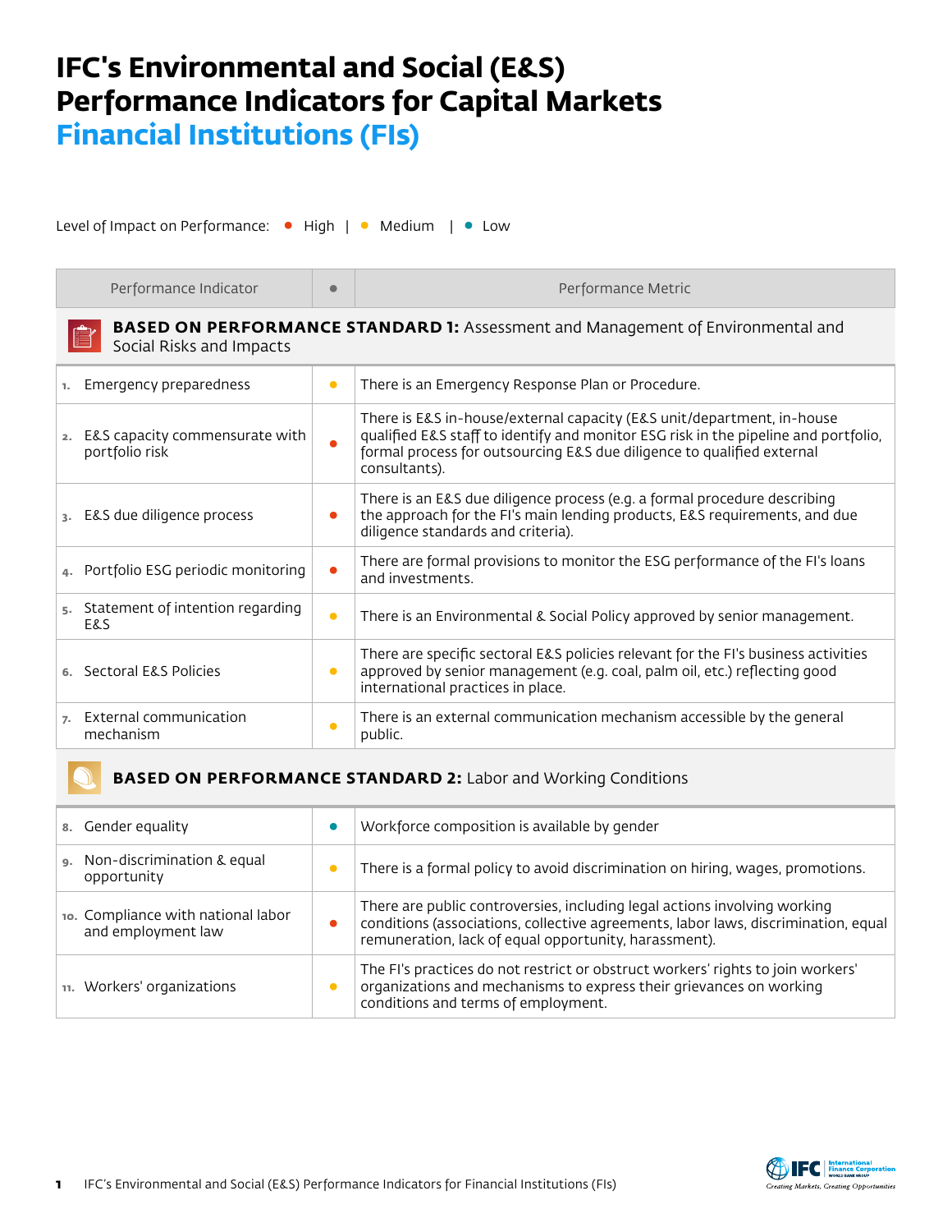# IFC's Environmental and Social (E&S) Performance Indicators for Capital Markets

## Financial Institutions (FIs)

Level of Impact on Performance: ● High | ● Medium | ● Low

| Performance Indicator | ● | Performance Metric |
|---|---|---|
| **BASED ON PERFORMANCE STANDARD 1:** Assessment and Management of Environmental and Social Risks and Impacts | | |
| 1. Emergency preparedness | Medium | There is an Emergency Response Plan or Procedure. |
| 2. E&S capacity commensurate with portfolio risk | High | There is E&S in-house/external capacity (E&S unit/department, in-house qualified E&S staff to identify and monitor ESG risk in the pipeline and portfolio, formal process for outsourcing E&S due diligence to qualified external consultants). |
| 3. E&S due diligence process | High | There is an E&S due diligence process (e.g. a formal procedure describing the approach for the FI's main lending products, E&S requirements, and due diligence standards and criteria). |
| 4. Portfolio ESG periodic monitoring | High | There are formal provisions to monitor the ESG performance of the FI's loans and investments. |
| 5. Statement of intention regarding E&S | Medium | There is an Environmental & Social Policy approved by senior management. |
| 6. Sectoral E&S Policies | Medium | There are specific sectoral E&S policies relevant for the FI's business activities approved by senior management (e.g. coal, palm oil, etc.) reflecting good international practices in place. |
| 7. External communication mechanism | Medium | There is an external communication mechanism accessible by the general public. |
| **BASED ON PERFORMANCE STANDARD 2:** Labor and Working Conditions | | |
| 8. Gender equality | Low | Workforce composition is available by gender |
| 9. Non-discrimination & equal opportunity | Medium | There is a formal policy to avoid discrimination on hiring, wages, promotions. |
| 10. Compliance with national labor and employment law | High | There are public controversies, including legal actions involving working conditions (associations, collective agreements, labor laws, discrimination, equal remuneration, lack of equal opportunity, harassment). |
| 11. Workers' organizations | Medium | The FI's practices do not restrict or obstruct workers' rights to join workers' organizations and mechanisms to express their grievances on working conditions and terms of employment. |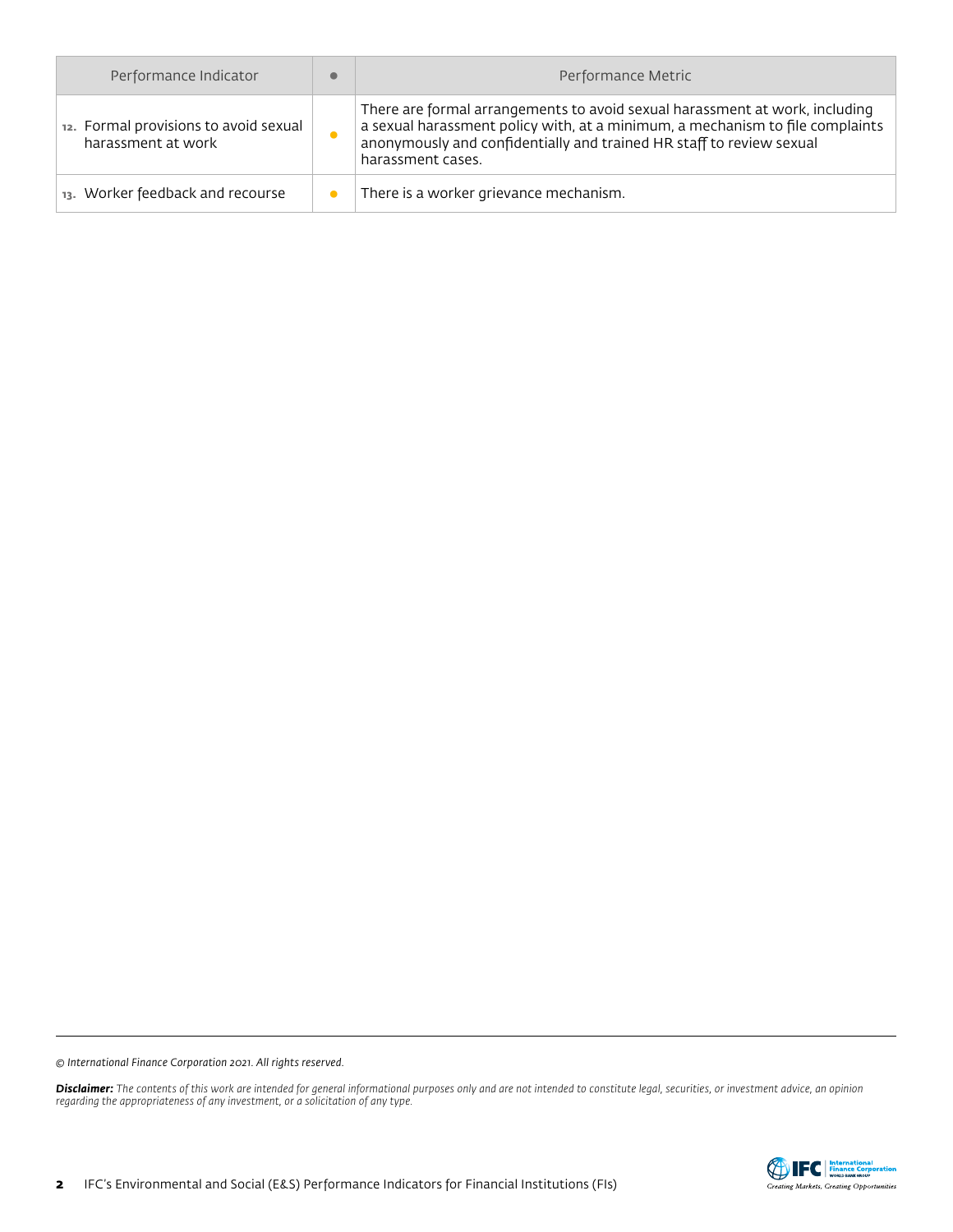| Performance Indicator | ● | Performance Metric |
|---|---|---|
| 12. Formal provisions to avoid sexual harassment at work | ● | There are formal arrangements to avoid sexual harassment at work, including a sexual harassment policy with, at a minimum, a mechanism to file complaints anonymously and confidentially and trained HR staff to review sexual harassment cases. |
| 13. Worker feedback and recourse | ● | There is a worker grievance mechanism. |

*© International Finance Corporation 2021. All rights reserved.*

***Disclaimer:*** *The contents of this work are intended for general informational purposes only and are not intended to constitute legal, securities, or investment advice, an opinion regarding the appropriateness of any investment, or a solicitation of any type.*